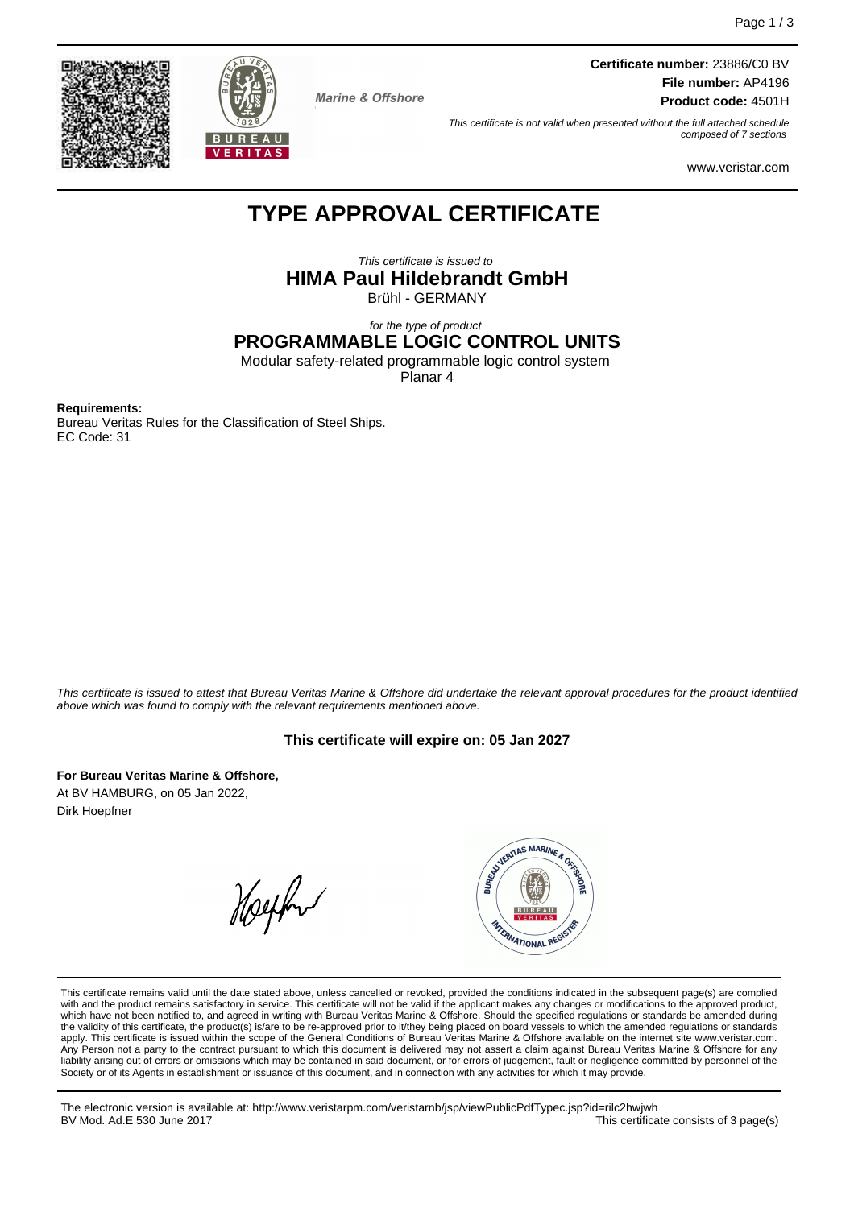Marine & Offshore

**Certificate number:** 23886/C0 BV
**File number:** AP4196
**Product code:** 4501H

*This certificate is not valid when presented without the full attached schedule composed of 7 sections*

www.veristar.com

# TYPE APPROVAL CERTIFICATE

*This certificate is issued to*

**HIMA Paul Hildebrandt GmbH**

Brühl - GERMANY

*for the type of product*

**PROGRAMMABLE LOGIC CONTROL UNITS**

Modular safety-related programmable logic control system

Planar 4

**Requirements:**

Bureau Veritas Rules for the Classification of Steel Ships.
EC Code: 31

*This certificate is issued to attest that Bureau Veritas Marine & Offshore did undertake the relevant approval procedures for the product identified above which was found to comply with the relevant requirements mentioned above.*

**This certificate will expire on: 05 Jan 2027**

**For Bureau Veritas Marine & Offshore,**
At BV HAMBURG, on 05 Jan 2022,
Dirk Hoepfner

This certificate remains valid until the date stated above, unless cancelled or revoked, provided the conditions indicated in the subsequent page(s) are complied with and the product remains satisfactory in service. This certificate will not be valid if the applicant makes any changes or modifications to the approved product, which have not been notified to, and agreed in writing with Bureau Veritas Marine & Offshore. Should the specified regulations or standards be amended during the validity of this certificate, the product(s) is/are to be re-approved prior to it/they being placed on board vessels to which the amended regulations or standards apply. This certificate is issued within the scope of the General Conditions of Bureau Veritas Marine & Offshore available on the internet site www.veristar.com. Any Person not a party to the contract pursuant to which this document is delivered may not assert a claim against Bureau Veritas Marine & Offshore for any liability arising out of errors or omissions which may be contained in said document, or for errors of judgement, fault or negligence committed by personnel of the Society or of its Agents in establishment or issuance of this document, and in connection with any activities for which it may provide.

The electronic version is available at: http://www.veristarpm.com/veristarnb/jsp/viewPublicPdfTypec.jsp?id=rilc2hwjwh
BV Mod. Ad.E 530 June 2017

This certificate consists of 3 page(s)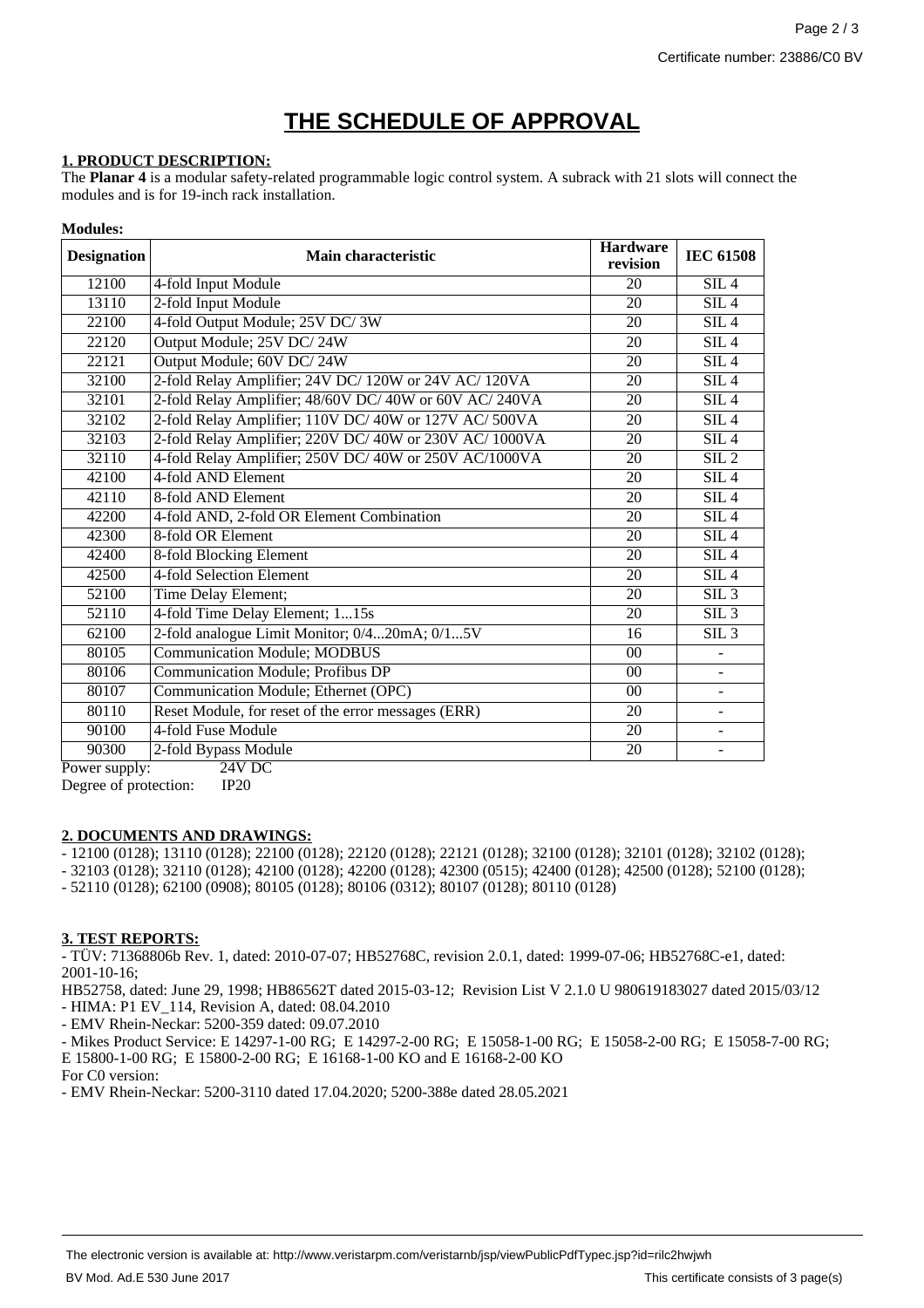# THE SCHEDULE OF APPROVAL

## 1. PRODUCT DESCRIPTION:

The **Planar 4** is a modular safety-related programmable logic control system. A subrack with 21 slots will connect the modules and is for 19-inch rack installation.

**Modules:**

| Designation | Main characteristic | Hardware revision | IEC 61508 |
|---|---|---|---|
| 12100 | 4-fold Input Module | 20 | SIL 4 |
| 13110 | 2-fold Input Module | 20 | SIL 4 |
| 22100 | 4-fold Output Module; 25V DC/ 3W | 20 | SIL 4 |
| 22120 | Output Module; 25V DC/ 24W | 20 | SIL 4 |
| 22121 | Output Module; 60V DC/ 24W | 20 | SIL 4 |
| 32100 | 2-fold Relay Amplifier; 24V DC/ 120W or 24V AC/ 120VA | 20 | SIL 4 |
| 32101 | 2-fold Relay Amplifier; 48/60V DC/ 40W or 60V AC/ 240VA | 20 | SIL 4 |
| 32102 | 2-fold Relay Amplifier; 110V DC/ 40W or 127V AC/ 500VA | 20 | SIL 4 |
| 32103 | 2-fold Relay Amplifier; 220V DC/ 40W or 230V AC/ 1000VA | 20 | SIL 4 |
| 32110 | 4-fold Relay Amplifier; 250V DC/ 40W or 250V AC/1000VA | 20 | SIL 2 |
| 42100 | 4-fold AND Element | 20 | SIL 4 |
| 42110 | 8-fold AND Element | 20 | SIL 4 |
| 42200 | 4-fold AND, 2-fold OR Element Combination | 20 | SIL 4 |
| 42300 | 8-fold OR Element | 20 | SIL 4 |
| 42400 | 8-fold Blocking Element | 20 | SIL 4 |
| 42500 | 4-fold Selection Element | 20 | SIL 4 |
| 52100 | Time Delay Element; | 20 | SIL 3 |
| 52110 | 4-fold Time Delay Element; 1...15s | 20 | SIL 3 |
| 62100 | 2-fold analogue Limit Monitor; 0/4...20mA; 0/1...5V | 16 | SIL 3 |
| 80105 | Communication Module; MODBUS | 00 | - |
| 80106 | Communication Module; Profibus DP | 00 | - |
| 80107 | Communication Module; Ethernet (OPC) | 00 | - |
| 80110 | Reset Module, for reset of the error messages (ERR) | 20 | - |
| 90100 | 4-fold Fuse Module | 20 | - |
| 90300 | 2-fold Bypass Module | 20 | - |

Power supply: 24V DC

Degree of protection: IP20

## 2. DOCUMENTS AND DRAWINGS:

- 12100 (0128); 13110 (0128); 22100 (0128); 22120 (0128); 22121 (0128); 32100 (0128); 32101 (0128); 32102 (0128);
- 32103 (0128); 32110 (0128); 42100 (0128); 42200 (0128); 42300 (0515); 42400 (0128); 42500 (0128); 52100 (0128);
- 52110 (0128); 62100 (0908); 80105 (0128); 80106 (0312); 80107 (0128); 80110 (0128)

## 3. TEST REPORTS:

- TÜV: 71368806b Rev. 1, dated: 2010-07-07; HB52768C, revision 2.0.1, dated: 1999-07-06; HB52768C-e1, dated: 2001-10-16;

HB52758, dated: June 29, 1998; HB86562T dated 2015-03-12; Revision List V 2.1.0 U 980619183027 dated 2015/03/12

- HIMA: P1 EV_114, Revision A, dated: 08.04.2010
- EMV Rhein-Neckar: 5200-359 dated: 09.07.2010
- Mikes Product Service: E 14297-1-00 RG; E 14297-2-00 RG; E 15058-1-00 RG; E 15058-2-00 RG; E 15058-7-00 RG; E 15800-1-00 RG; E 15800-2-00 RG; E 16168-1-00 KO and E 16168-2-00 KO

For C0 version:

- EMV Rhein-Neckar: 5200-3110 dated 17.04.2020; 5200-388e dated 28.05.2021

The electronic version is available at: http://www.veristarpm.com/veristarnb/jsp/viewPublicPdfTypec.jsp?id=rilc2hwjwh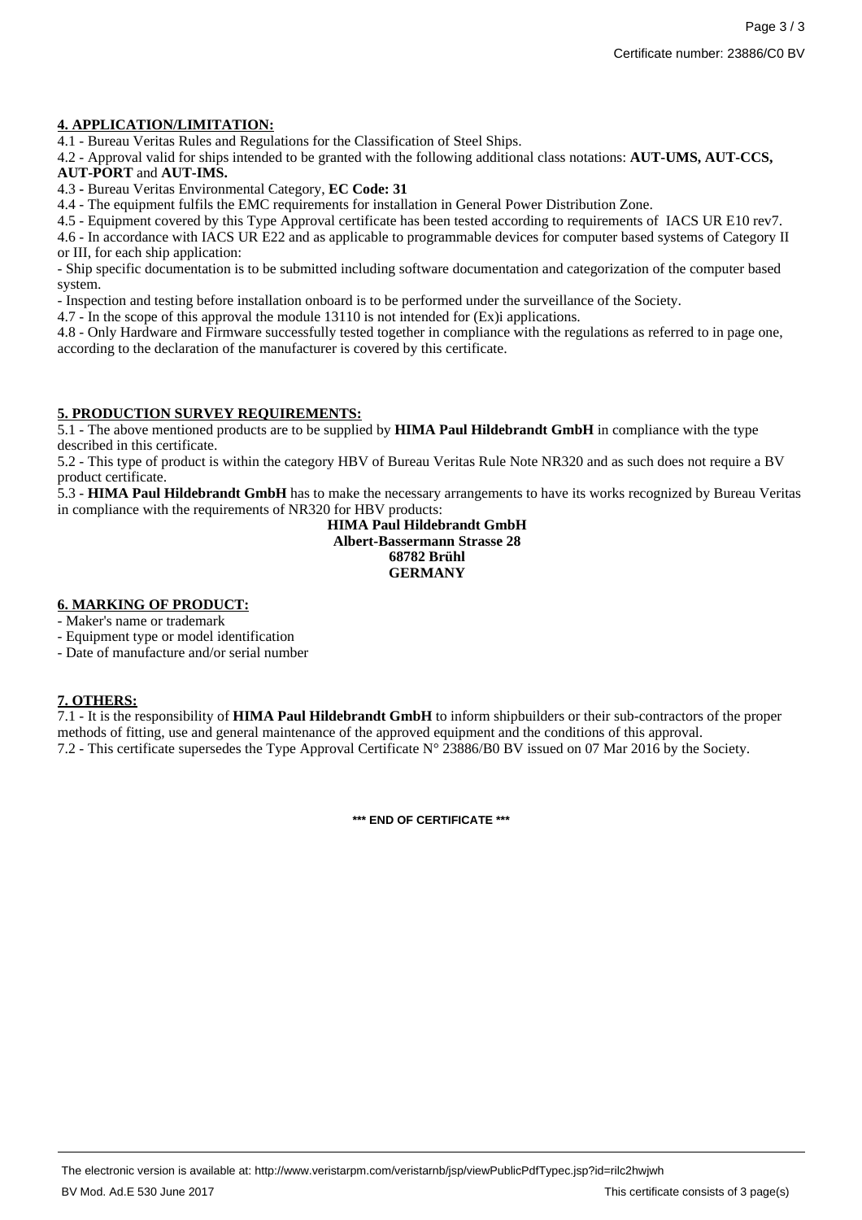## 4. APPLICATION/LIMITATION:

4.1 - Bureau Veritas Rules and Regulations for the Classification of Steel Ships.

4.2 - Approval valid for ships intended to be granted with the following additional class notations: **AUT-UMS, AUT-CCS, AUT-PORT** and **AUT-IMS.**

4.3 - Bureau Veritas Environmental Category, **EC Code: 31**

4.4 - The equipment fulfils the EMC requirements for installation in General Power Distribution Zone.

4.5 - Equipment covered by this Type Approval certificate has been tested according to requirements of IACS UR E10 rev7.

4.6 - In accordance with IACS UR E22 and as applicable to programmable devices for computer based systems of Category II or III, for each ship application:

- Ship specific documentation is to be submitted including software documentation and categorization of the computer based system.
- Inspection and testing before installation onboard is to be performed under the surveillance of the Society.

4.7 - In the scope of this approval the module 13110 is not intended for (Ex)i applications.

4.8 - Only Hardware and Firmware successfully tested together in compliance with the regulations as referred to in page one, according to the declaration of the manufacturer is covered by this certificate.

## 5. PRODUCTION SURVEY REQUIREMENTS:

5.1 - The above mentioned products are to be supplied by **HIMA Paul Hildebrandt GmbH** in compliance with the type described in this certificate.

5.2 - This type of product is within the category HBV of Bureau Veritas Rule Note NR320 and as such does not require a BV product certificate.

5.3 - **HIMA Paul Hildebrandt GmbH** has to make the necessary arrangements to have its works recognized by Bureau Veritas in compliance with the requirements of NR320 for HBV products:

**HIMA Paul Hildebrandt GmbH**
**Albert-Bassermann Strasse 28**
**68782 Brühl**
**GERMANY**

## 6. MARKING OF PRODUCT:

- Maker's name or trademark
- Equipment type or model identification
- Date of manufacture and/or serial number

## 7. OTHERS:

7.1 - It is the responsibility of **HIMA Paul Hildebrandt GmbH** to inform shipbuilders or their sub-contractors of the proper methods of fitting, use and general maintenance of the approved equipment and the conditions of this approval.

7.2 - This certificate supersedes the Type Approval Certificate N° 23886/B0 BV issued on 07 Mar 2016 by the Society.

**\*\*\* END OF CERTIFICATE \*\*\***